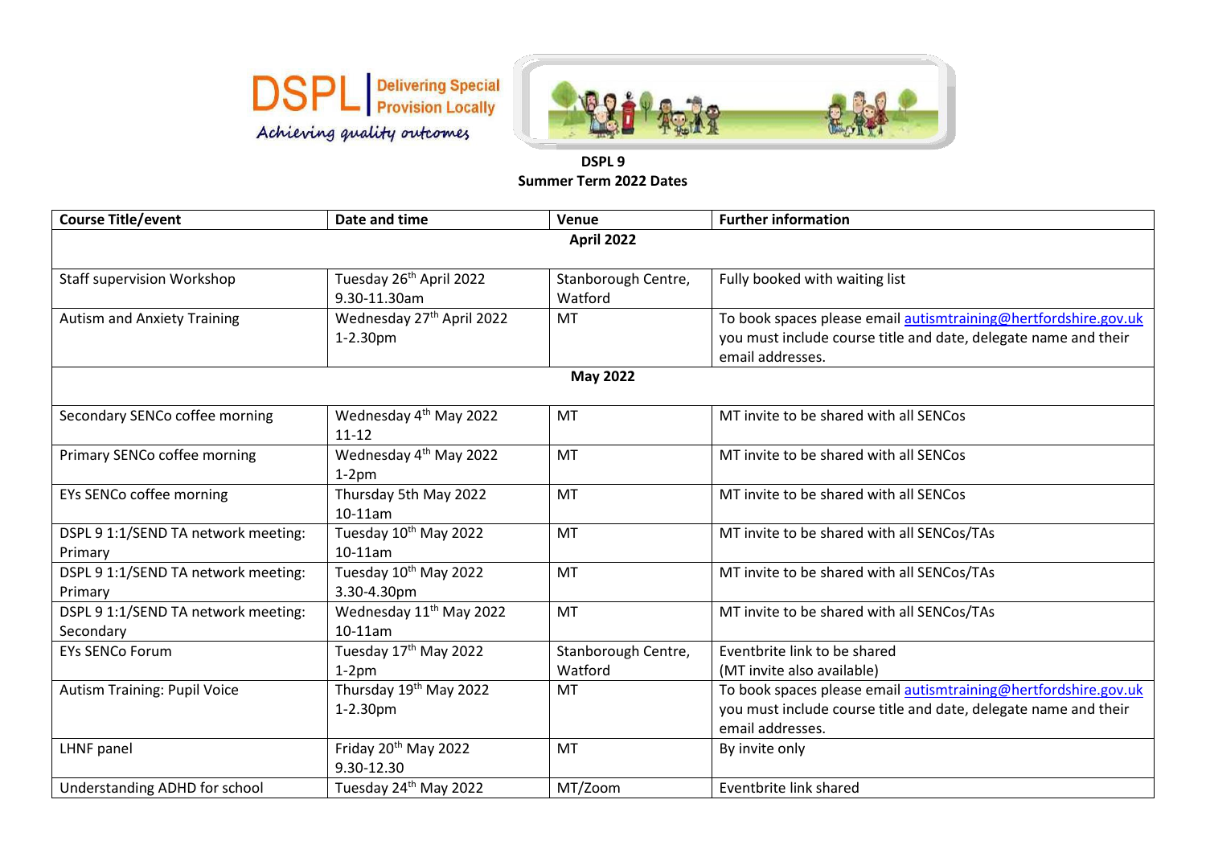DSPL | Delivering Special Provision Locally

*Achieving quality outcomes*

**DSPL 9**
**Summer Term 2022 Dates**

| Course Title/event | Date and time | Venue | Further information |
|---|---|---|---|
| **April 2022** | | | |
| Staff supervision Workshop | Tuesday 26th April 2022 9.30-11.30am | Stanborough Centre, Watford | Fully booked with waiting list |
| Autism and Anxiety Training | Wednesday 27th April 2022 1-2.30pm | MT | To book spaces please email autismtraining@hertfordshire.gov.uk you must include course title and date, delegate name and their email addresses. |
| **May 2022** | | | |
| Secondary SENCo coffee morning | Wednesday 4th May 2022 11-12 | MT | MT invite to be shared with all SENCos |
| Primary SENCo coffee morning | Wednesday 4th May 2022 1-2pm | MT | MT invite to be shared with all SENCos |
| EYs SENCo coffee morning | Thursday 5th May 2022 10-11am | MT | MT invite to be shared with all SENCos |
| DSPL 9 1:1/SEND TA network meeting: Primary | Tuesday 10th May 2022 10-11am | MT | MT invite to be shared with all SENCos/TAs |
| DSPL 9 1:1/SEND TA network meeting: Primary | Tuesday 10th May 2022 3.30-4.30pm | MT | MT invite to be shared with all SENCos/TAs |
| DSPL 9 1:1/SEND TA network meeting: Secondary | Wednesday 11th May 2022 10-11am | MT | MT invite to be shared with all SENCos/TAs |
| EYs SENCo Forum | Tuesday 17th May 2022 1-2pm | Stanborough Centre, Watford | Eventbrite link to be shared (MT invite also available) |
| Autism Training: Pupil Voice | Thursday 19th May 2022 1-2.30pm | MT | To book spaces please email autismtraining@hertfordshire.gov.uk you must include course title and date, delegate name and their email addresses. |
| LHNF panel | Friday 20th May 2022 9.30-12.30 | MT | By invite only |
| Understanding ADHD for school | Tuesday 24th May 2022 | MT/Zoom | Eventbrite link shared |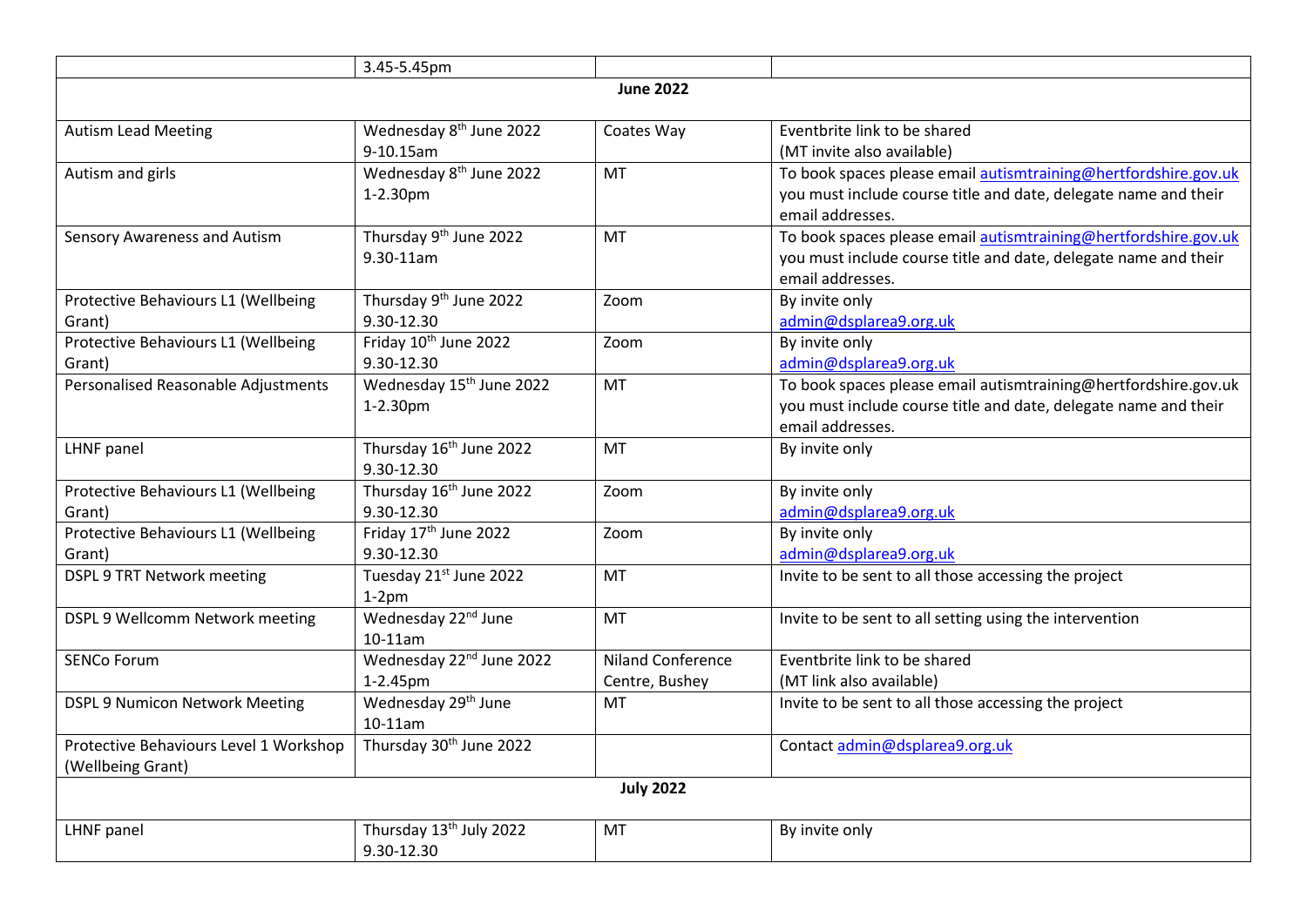| | | | |
|---|---|---|---|
| | 3.45-5.45pm | | |
| **June 2022** | | | |
| Autism Lead Meeting | Wednesday 8th June 2022<br>9-10.15am | Coates Way | Eventbrite link to be shared<br>(MT invite also available) |
| Autism and girls | Wednesday 8th June 2022<br>1-2.30pm | MT | To book spaces please email autismtraining@hertfordshire.gov.uk you must include course title and date, delegate name and their email addresses. |
| Sensory Awareness and Autism | Thursday 9th June 2022<br>9.30-11am | MT | To book spaces please email autismtraining@hertfordshire.gov.uk you must include course title and date, delegate name and their email addresses. |
| Protective Behaviours L1 (Wellbeing Grant) | Thursday 9th June 2022<br>9.30-12.30 | Zoom | By invite only<br>admin@dsplarea9.org.uk |
| Protective Behaviours L1 (Wellbeing Grant) | Friday 10th June 2022<br>9.30-12.30 | Zoom | By invite only<br>admin@dsplarea9.org.uk |
| Personalised Reasonable Adjustments | Wednesday 15th June 2022<br>1-2.30pm | MT | To book spaces please email autismtraining@hertfordshire.gov.uk you must include course title and date, delegate name and their email addresses. |
| LHNF panel | Thursday 16th June 2022<br>9.30-12.30 | MT | By invite only |
| Protective Behaviours L1 (Wellbeing Grant) | Thursday 16th June 2022<br>9.30-12.30 | Zoom | By invite only<br>admin@dsplarea9.org.uk |
| Protective Behaviours L1 (Wellbeing Grant) | Friday 17th June 2022<br>9.30-12.30 | Zoom | By invite only<br>admin@dsplarea9.org.uk |
| DSPL 9 TRT Network meeting | Tuesday 21st June 2022<br>1-2pm | MT | Invite to be sent to all those accessing the project |
| DSPL 9 Wellcomm Network meeting | Wednesday 22nd June<br>10-11am | MT | Invite to be sent to all setting using the intervention |
| SENCo Forum | Wednesday 22nd June 2022<br>1-2.45pm | Niland Conference Centre, Bushey | Eventbrite link to be shared<br>(MT link also available) |
| DSPL 9 Numicon Network Meeting | Wednesday 29th June<br>10-11am | MT | Invite to be sent to all those accessing the project |
| Protective Behaviours Level 1 Workshop (Wellbeing Grant) | Thursday 30th June 2022 | | Contact admin@dsplarea9.org.uk |
| **July 2022** | | | |
| LHNF panel | Thursday 13th July 2022<br>9.30-12.30 | MT | By invite only |